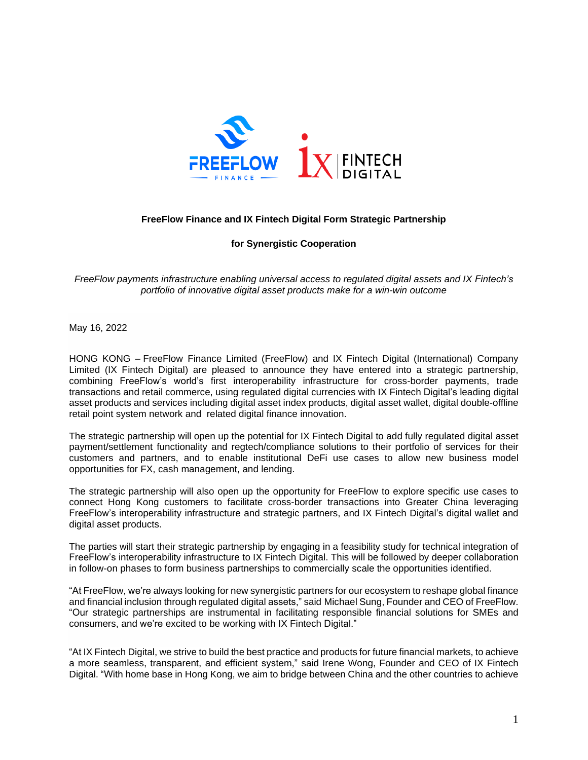**FreeFlow Finance and IX Fintech Digital Form Strategic Partnership**

**for Synergistic Cooperation**

*FreeFlow payments infrastructure enabling universal access to regulated digital assets and IX Fintech's portfolio of innovative digital asset products make for a win-win outcome*

May 16, 2022

HONG KONG – FreeFlow Finance Limited (FreeFlow) and IX Fintech Digital (International) Company Limited (IX Fintech Digital) are pleased to announce they have entered into a strategic partnership, combining FreeFlow's world's first interoperability infrastructure for cross-border payments, trade transactions and retail commerce, using regulated digital currencies with IX Fintech Digital's leading digital asset products and services including digital asset index products, digital asset wallet, digital double-offline retail point system network and related digital finance innovation.

The strategic partnership will open up the potential for IX Fintech Digital to add fully regulated digital asset payment/settlement functionality and regtech/compliance solutions to their portfolio of services for their customers and partners, and to enable institutional DeFi use cases to allow new business model opportunities for FX, cash management, and lending.

The strategic partnership will also open up the opportunity for FreeFlow to explore specific use cases to connect Hong Kong customers to facilitate cross-border transactions into Greater China leveraging FreeFlow's interoperability infrastructure and strategic partners, and IX Fintech Digital's digital wallet and digital asset products.

The parties will start their strategic partnership by engaging in a feasibility study for technical integration of FreeFlow's interoperability infrastructure to IX Fintech Digital. This will be followed by deeper collaboration in follow-on phases to form business partnerships to commercially scale the opportunities identified.

"At FreeFlow, we're always looking for new synergistic partners for our ecosystem to reshape global finance and financial inclusion through regulated digital assets," said Michael Sung, Founder and CEO of FreeFlow. "Our strategic partnerships are instrumental in facilitating responsible financial solutions for SMEs and consumers, and we're excited to be working with IX Fintech Digital."

"At IX Fintech Digital, we strive to build the best practice and products for future financial markets, to achieve a more seamless, transparent, and efficient system," said Irene Wong, Founder and CEO of IX Fintech Digital. "With home base in Hong Kong, we aim to bridge between China and the other countries to achieve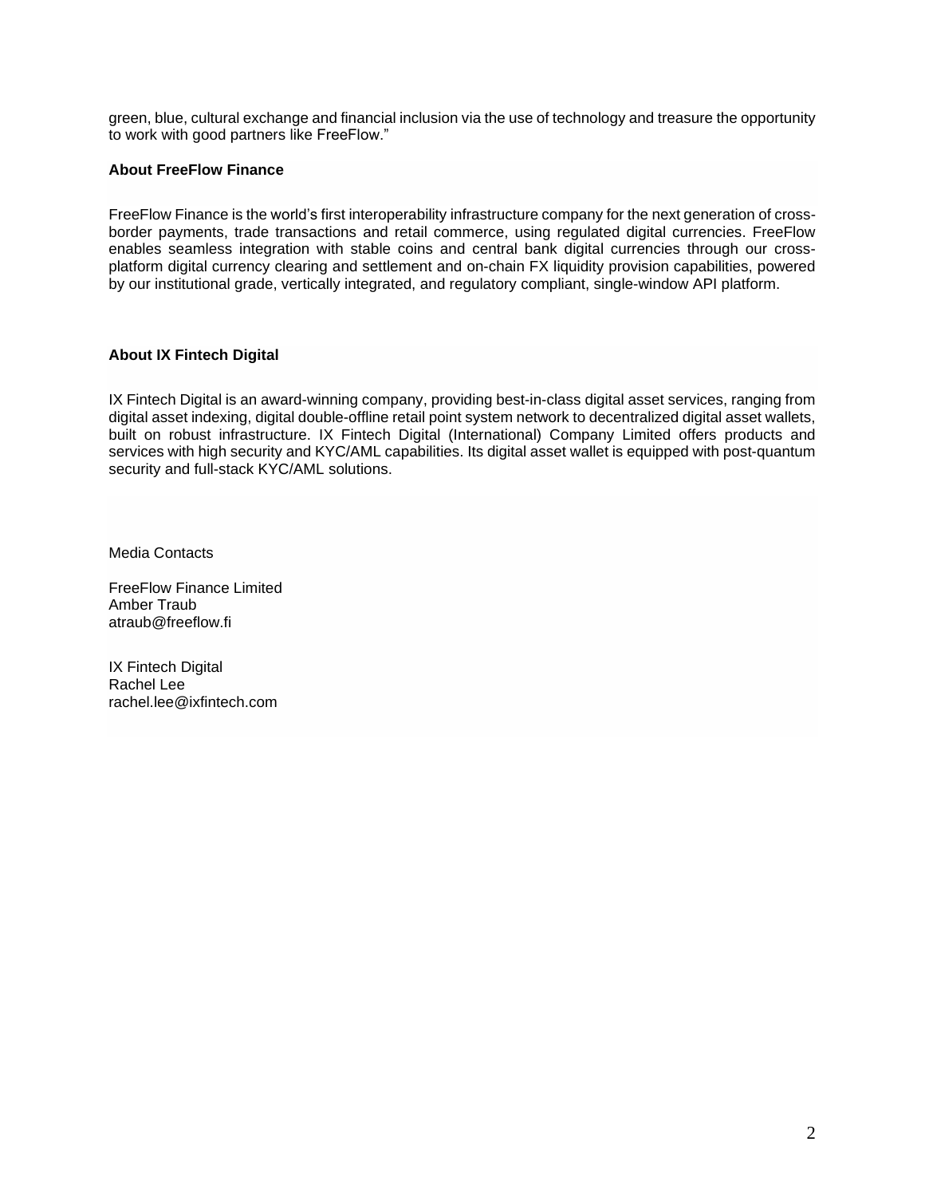green, blue, cultural exchange and financial inclusion via the use of technology and treasure the opportunity to work with good partners like FreeFlow."

**About FreeFlow Finance**

FreeFlow Finance is the world's first interoperability infrastructure company for the next generation of cross-border payments, trade transactions and retail commerce, using regulated digital currencies. FreeFlow enables seamless integration with stable coins and central bank digital currencies through our cross-platform digital currency clearing and settlement and on-chain FX liquidity provision capabilities, powered by our institutional grade, vertically integrated, and regulatory compliant, single-window API platform.

**About IX Fintech Digital**

IX Fintech Digital is an award-winning company, providing best-in-class digital asset services, ranging from digital asset indexing, digital double-offline retail point system network to decentralized digital asset wallets, built on robust infrastructure. IX Fintech Digital (International) Company Limited offers products and services with high security and KYC/AML capabilities. Its digital asset wallet is equipped with post-quantum security and full-stack KYC/AML solutions.

Media Contacts

FreeFlow Finance Limited
Amber Traub
atraub@freeflow.fi

IX Fintech Digital
Rachel Lee
rachel.lee@ixfintech.com